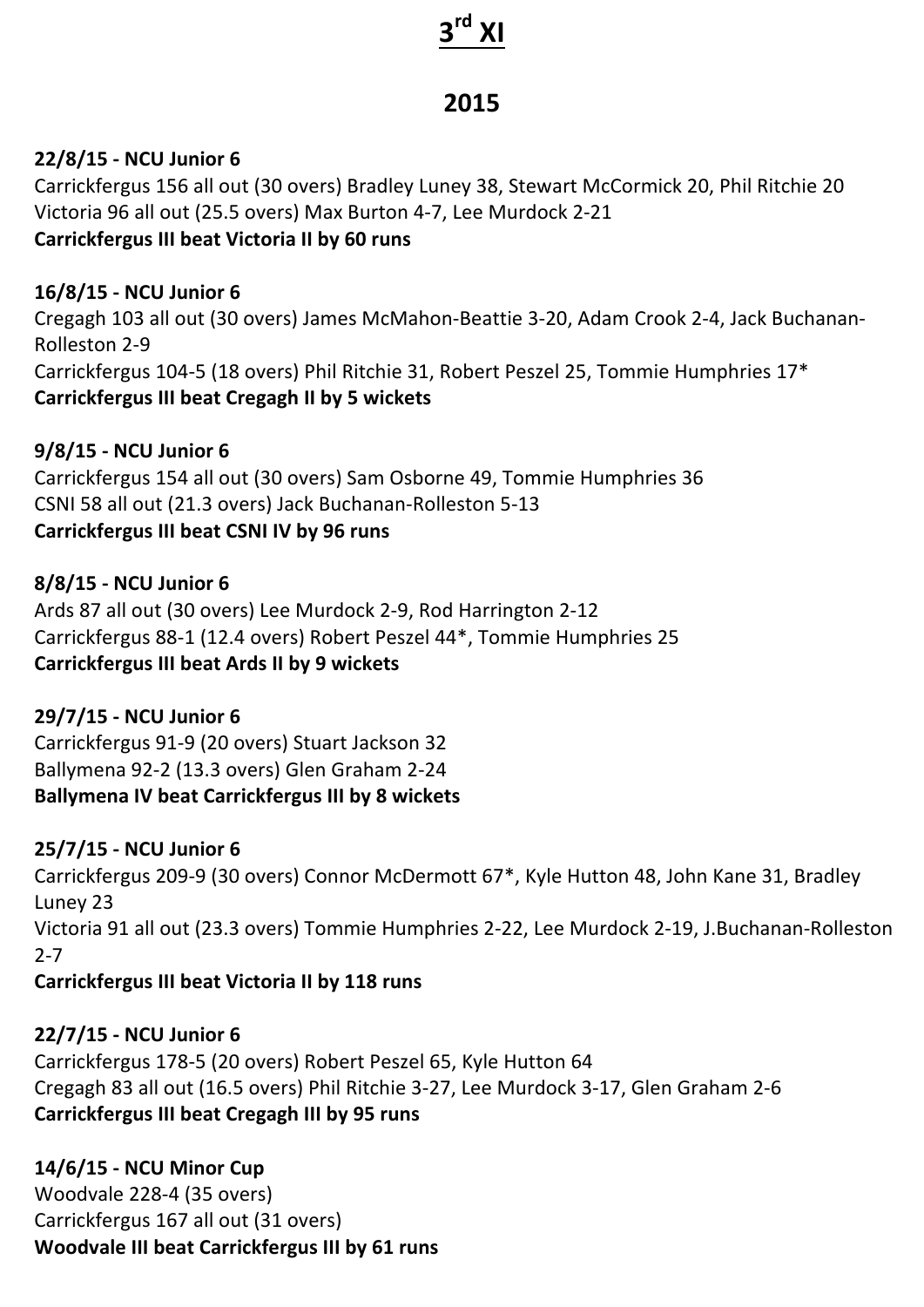# 3rd XI

## 2015

**22/8/15 - NCU Junior 6**
Carrickfergus 156 all out (30 overs) Bradley Luney 38, Stewart McCormick 20, Phil Ritchie 20
Victoria 96 all out (25.5 overs) Max Burton 4-7, Lee Murdock 2-21
**Carrickfergus III beat Victoria II by 60 runs**

**16/8/15 - NCU Junior 6**
Cregagh 103 all out (30 overs) James McMahon-Beattie 3-20, Adam Crook 2-4, Jack Buchanan-Rolleston 2-9
Carrickfergus 104-5 (18 overs) Phil Ritchie 31, Robert Peszel 25, Tommie Humphries 17*
**Carrickfergus III beat Cregagh II by 5 wickets**

**9/8/15 - NCU Junior 6**
Carrickfergus 154 all out (30 overs) Sam Osborne 49, Tommie Humphries 36
CSNI 58 all out (21.3 overs) Jack Buchanan-Rolleston 5-13
**Carrickfergus III beat CSNI IV by 96 runs**

**8/8/15 - NCU Junior 6**
Ards 87 all out (30 overs) Lee Murdock 2-9, Rod Harrington 2-12
Carrickfergus 88-1 (12.4 overs) Robert Peszel 44*, Tommie Humphries 25
**Carrickfergus III beat Ards II by 9 wickets**

**29/7/15 - NCU Junior 6**
Carrickfergus 91-9 (20 overs) Stuart Jackson 32
Ballymena 92-2 (13.3 overs) Glen Graham 2-24
**Ballymena IV beat Carrickfergus III by 8 wickets**

**25/7/15 - NCU Junior 6**
Carrickfergus 209-9 (30 overs) Connor McDermott 67*, Kyle Hutton 48, John Kane 31, Bradley Luney 23
Victoria 91 all out (23.3 overs) Tommie Humphries 2-22, Lee Murdock 2-19, J.Buchanan-Rolleston 2-7
**Carrickfergus III beat Victoria II by 118 runs**

**22/7/15 - NCU Junior 6**
Carrickfergus 178-5 (20 overs) Robert Peszel 65, Kyle Hutton 64
Cregagh 83 all out (16.5 overs) Phil Ritchie 3-27, Lee Murdock 3-17, Glen Graham 2-6
**Carrickfergus III beat Cregagh III by 95 runs**

**14/6/15 - NCU Minor Cup**
Woodvale 228-4 (35 overs)
Carrickfergus 167 all out (31 overs)
**Woodvale III beat Carrickfergus III by 61 runs**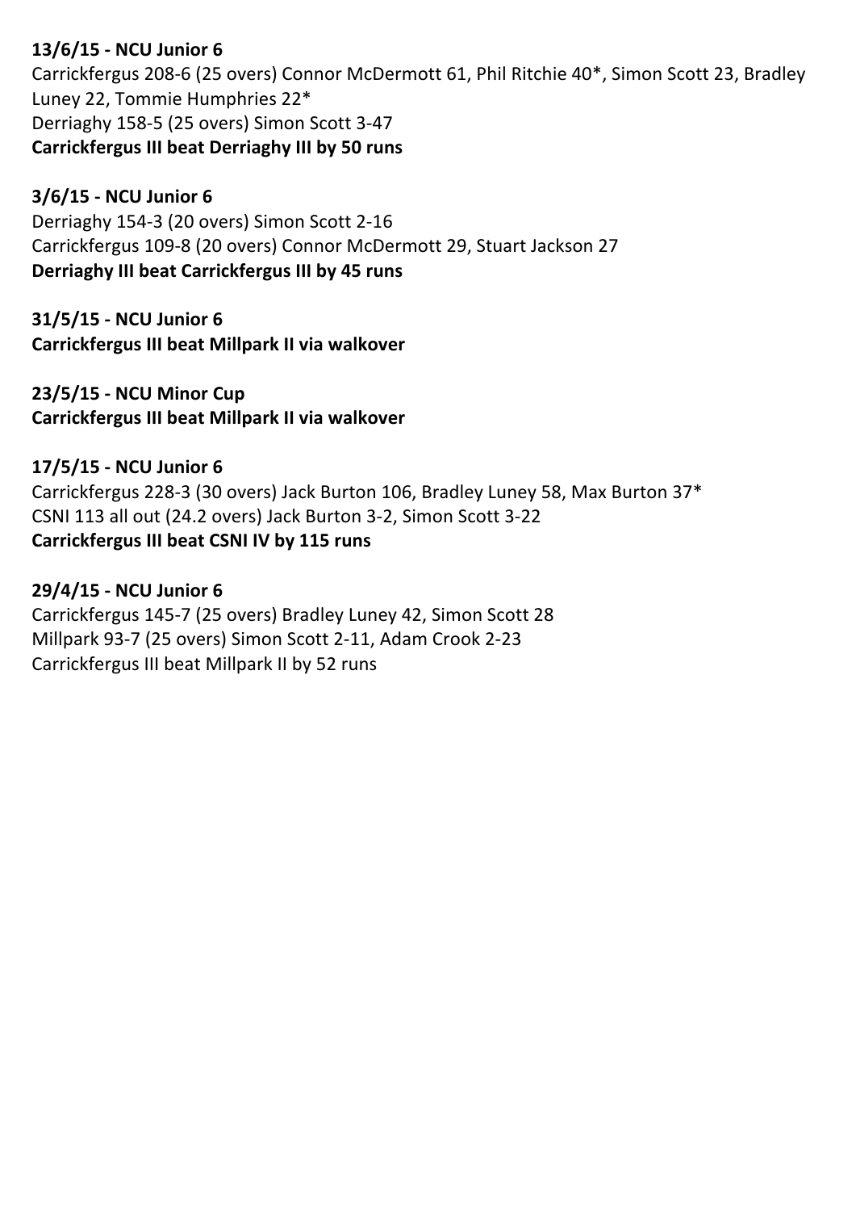**13/6/15 - NCU Junior 6**
Carrickfergus 208-6 (25 overs) Connor McDermott 61, Phil Ritchie 40*, Simon Scott 23, Bradley Luney 22, Tommie Humphries 22*
Derriaghy 158-5 (25 overs) Simon Scott 3-47
**Carrickfergus III beat Derriaghy III by 50 runs**

**3/6/15 - NCU Junior 6**
Derriaghy 154-3 (20 overs) Simon Scott 2-16
Carrickfergus 109-8 (20 overs) Connor McDermott 29, Stuart Jackson 27
**Derriaghy III beat Carrickfergus III by 45 runs**

**31/5/15 - NCU Junior 6**
**Carrickfergus III beat Millpark II via walkover**

**23/5/15 - NCU Minor Cup**
**Carrickfergus III beat Millpark II via walkover**

**17/5/15 - NCU Junior 6**
Carrickfergus 228-3 (30 overs) Jack Burton 106, Bradley Luney 58, Max Burton 37*
CSNI 113 all out (24.2 overs) Jack Burton 3-2, Simon Scott 3-22
**Carrickfergus III beat CSNI IV by 115 runs**

**29/4/15 - NCU Junior 6**
Carrickfergus 145-7 (25 overs) Bradley Luney 42, Simon Scott 28
Millpark 93-7 (25 overs) Simon Scott 2-11, Adam Crook 2-23
Carrickfergus III beat Millpark II by 52 runs